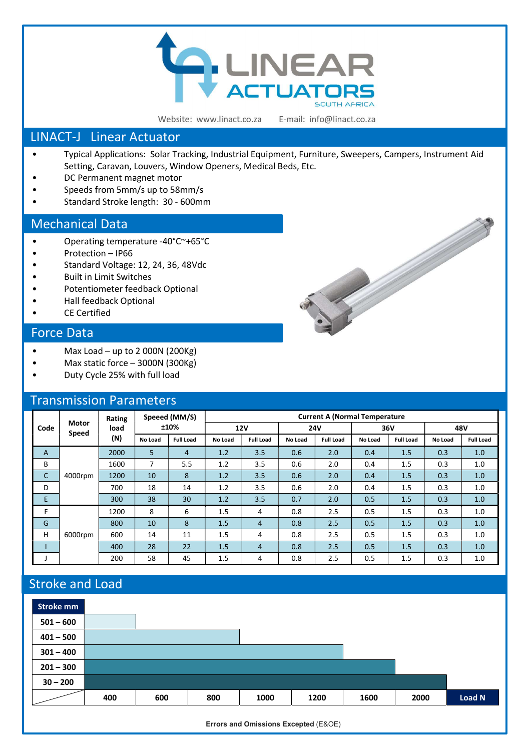Website: www.linact.co.za E-mail: info@linact.co.za

# LINACT-J Linear Actuator

- Typical Applications: Solar Tracking, Industrial Equipment, Furniture, Sweepers, Campers, Instrument Aid Setting, Caravan, Louvers, Window Openers, Medical Beds, Etc.
- DC Permanent magnet motor
- Speeds from 5mm/s up to 58mm/s
- Standard Stroke length: 30 - 600mm

## Mechanical Data

- Operating temperature -40°C~+65°C
- Protection – IP66
- Standard Voltage: 12, 24, 36, 48Vdc
- Built in Limit Switches
- Potentiometer feedback Optional
- Hall feedback Optional
- CE Certified

## Force Data

- Max Load – up to 2 000N (200Kg)
- Max static force – 3000N (300Kg)
- Duty Cycle 25% with full load

## Transmission Parameters

| Code | Motor Speed | Rating load (N) | Speed (MM/S) ±10% | | Current A (Normal Temperature | | | | | | | |
|---|---|---|---|---|---|---|---|---|---|---|---|---|
| | | | | | 12V | | 24V | | 36V | | 48V | |
| | | | No Load | Full Load | No Load | Full Load | No Load | Full Load | No Load | Full Load | No Load | Full Load |
| A | 4000rpm | 2000 | 5 | 4 | 1.2 | 3.5 | 0.6 | 2.0 | 0.4 | 1.5 | 0.3 | 1.0 |
| B | | 1600 | 7 | 5.5 | 1.2 | 3.5 | 0.6 | 2.0 | 0.4 | 1.5 | 0.3 | 1.0 |
| C | | 1200 | 10 | 8 | 1.2 | 3.5 | 0.6 | 2.0 | 0.4 | 1.5 | 0.3 | 1.0 |
| D | | 700 | 18 | 14 | 1.2 | 3.5 | 0.6 | 2.0 | 0.4 | 1.5 | 0.3 | 1.0 |
| E | | 300 | 38 | 30 | 1.2 | 3.5 | 0.7 | 2.0 | 0.5 | 1.5 | 0.3 | 1.0 |
| F | 6000rpm | 1200 | 8 | 6 | 1.5 | 4 | 0.8 | 2.5 | 0.5 | 1.5 | 0.3 | 1.0 |
| G | | 800 | 10 | 8 | 1.5 | 4 | 0.8 | 2.5 | 0.5 | 1.5 | 0.3 | 1.0 |
| H | | 600 | 14 | 11 | 1.5 | 4 | 0.8 | 2.5 | 0.5 | 1.5 | 0.3 | 1.0 |
| I | | 400 | 28 | 22 | 1.5 | 4 | 0.8 | 2.5 | 0.5 | 1.5 | 0.3 | 1.0 |
| J | | 200 | 58 | 45 | 1.5 | 4 | 0.8 | 2.5 | 0.5 | 1.5 | 0.3 | 1.0 |

## Stroke and Load

| Stroke mm | Max Load N |
|---|---|
| 501 – 600 | 400 |
| 401 – 500 | 1000 |
| 301 – 400 | 1600 |
| 201 – 300 | 2000 |
| 30 – 200 | 2000 |

Load N: 400, 600, 800, 1000, 1200, 1600, 2000

**Errors and Omissions Excepted** (E&OE)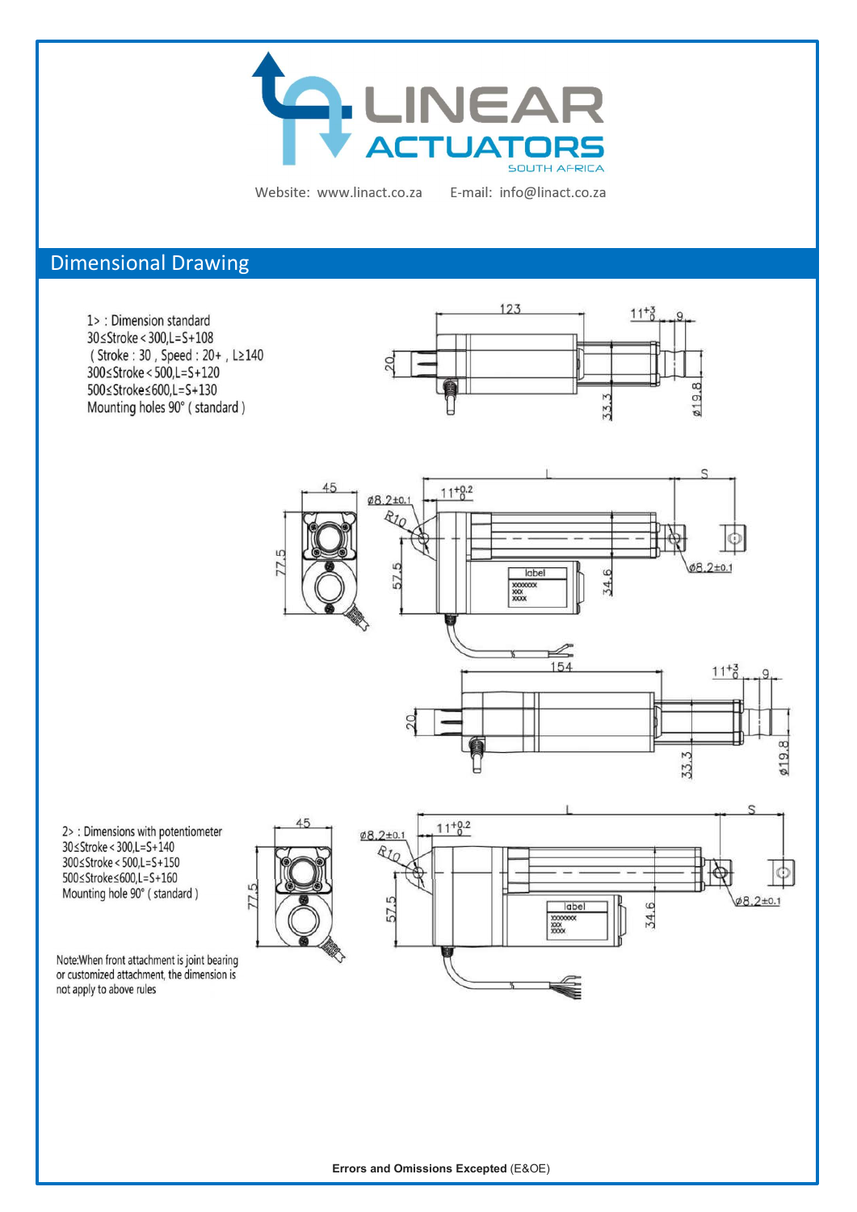Website: www.linact.co.za E-mail: info@linact.co.za

## Dimensional Drawing

1> : Dimension standard
30≤Stroke < 300,L=S+108
( Stroke : 30 , Speed : 20+ , L≥140
300≤Stroke < 500,L=S+120
500≤Stroke≤600,L=S+130
Mounting holes 90° ( standard )

2> : Dimensions with potentiometer
30≤Stroke < 300,L=S+140
300≤Stroke < 500,L=S+150
500≤Stroke≤600,L=S+160
Mounting hole 90° ( standard )

Note:When front attachment is joint bearing or customized attachment, the dimension is not apply to above rules

**Errors and Omissions Excepted** (E&OE)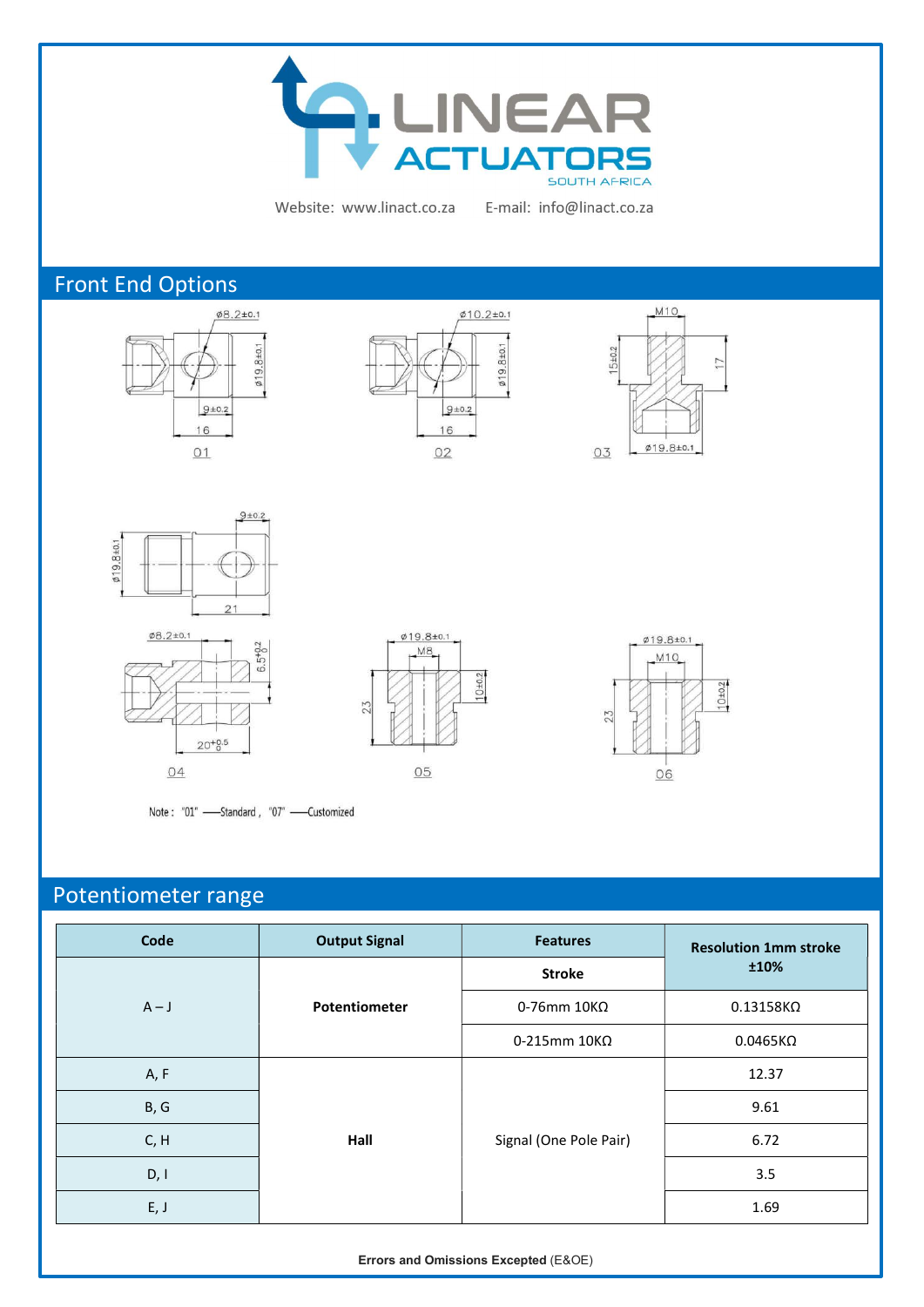LINEAR ACTUATORS SOUTH AFRICA

Website: www.linact.co.za  E-mail: info@linact.co.za

## Front End Options

ø8.2±0.1
ø19.8±0.1
9±0.2
16
01

ø10.2±0.1
ø19.8±0.1
9±0.2
16
02

M10
15±0.2
17
ø19.8±0.1
03

9±0.2
ø19.8±0.1
21

ø8.2±0.1
6.5+0.2 0
20+0.5 0
04

ø19.8±0.1
M8
23
10±0.2
05

ø19.8±0.1
M10
23
10±0.2
06

Note: "01" —Standard, "07" —Customized

## Potentiometer range

| Code | Output Signal | Features | Resolution 1mm stroke ±10% |
|---|---|---|---|
| | | **Stroke** | |
| A – J | **Potentiometer** | 0-76mm 10KΩ | 0.13158KΩ |
| | | 0-215mm 10KΩ | 0.0465KΩ |
| A, F | **Hall** | Signal (One Pole Pair) | 12.37 |
| B, G | | | 9.61 |
| C, H | | | 6.72 |
| D, I | | | 3.5 |
| E, J | | | 1.69 |

**Errors and Omissions Excepted** (E&OE)